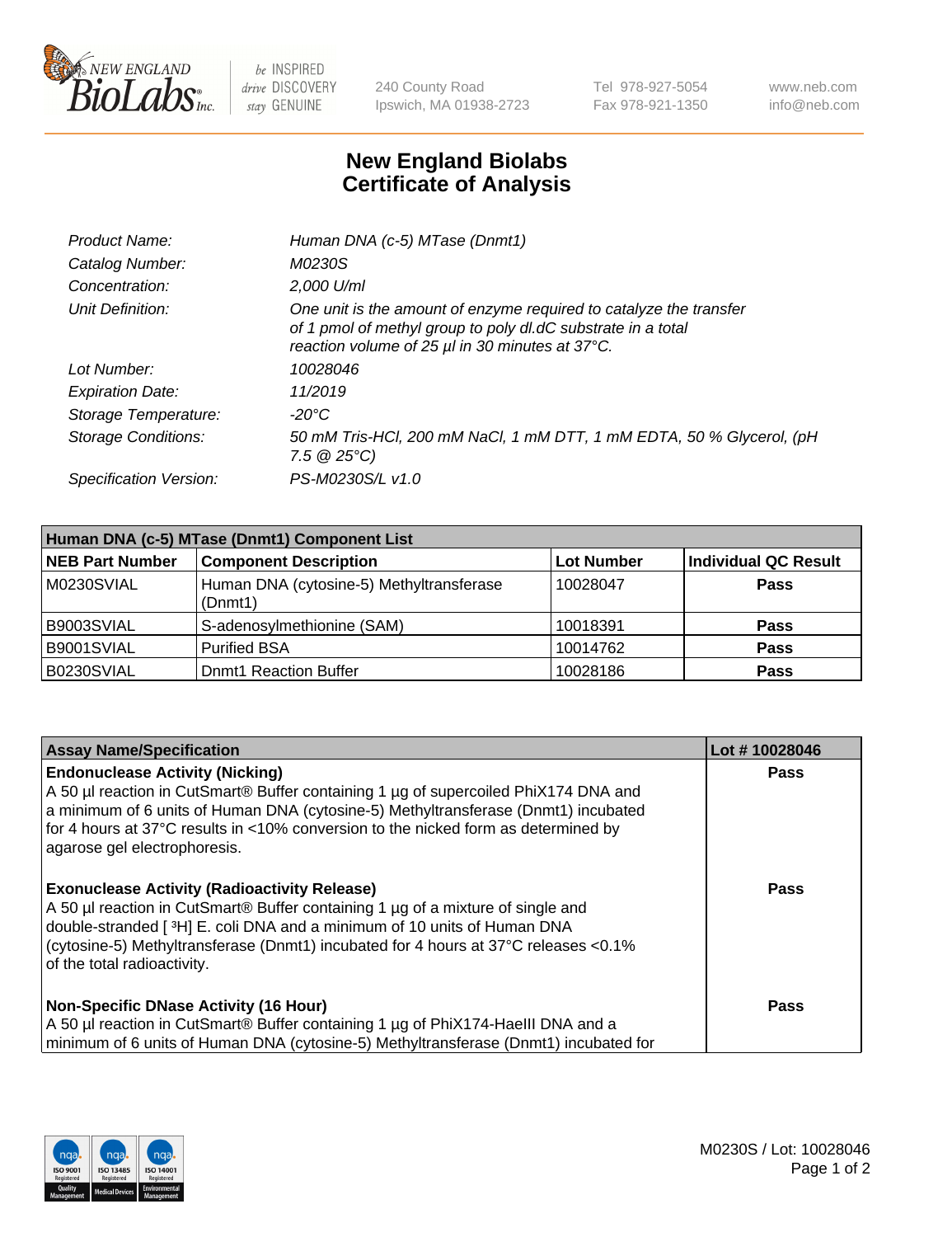# New England Biolabs
# Certificate of Analysis

| | |
|---|---|
| *Product Name:* | *Human DNA (c-5) MTase (Dnmt1)* |
| *Catalog Number:* | *M0230S* |
| *Concentration:* | *2,000 U/ml* |
| *Unit Definition:* | *One unit is the amount of enzyme required to catalyze the transfer of 1 pmol of methyl group to poly dI.dC substrate in a total reaction volume of 25 µl in 30 minutes at 37°C.* |
| *Lot Number:* | *10028046* |
| *Expiration Date:* | *11/2019* |
| *Storage Temperature:* | *-20°C* |
| *Storage Conditions:* | *50 mM Tris-HCl, 200 mM NaCl, 1 mM DTT, 1 mM EDTA, 50 % Glycerol, (pH 7.5 @ 25°C)* |
| *Specification Version:* | *PS-M0230S/L v1.0* |

| Human DNA (c-5) MTase (Dnmt1) Component List | | | |
|---|---|---|---|
| **NEB Part Number** | **Component Description** | **Lot Number** | **Individual QC Result** |
| M0230SVIAL | Human DNA (cytosine-5) Methyltransferase (Dnmt1) | 10028047 | **Pass** |
| B9003SVIAL | S-adenosylmethionine (SAM) | 10018391 | **Pass** |
| B9001SVIAL | Purified BSA | 10014762 | **Pass** |
| B0230SVIAL | Dnmt1 Reaction Buffer | 10028186 | **Pass** |

| Assay Name/Specification | Lot # 10028046 |
|---|---|
| **Endonuclease Activity (Nicking)**<br>A 50 µl reaction in CutSmart® Buffer containing 1 µg of supercoiled PhiX174 DNA and a minimum of 6 units of Human DNA (cytosine-5) Methyltransferase (Dnmt1) incubated for 4 hours at 37°C results in <10% conversion to the nicked form as determined by agarose gel electrophoresis. | **Pass** |
| **Exonuclease Activity (Radioactivity Release)**<br>A 50 µl reaction in CutSmart® Buffer containing 1 µg of a mixture of single and double-stranded [ $^{3}$H] E. coli DNA and a minimum of 10 units of Human DNA (cytosine-5) Methyltransferase (Dnmt1) incubated for 4 hours at 37°C releases <0.1% of the total radioactivity. | **Pass** |
| **Non-Specific DNase Activity (16 Hour)**<br>A 50 µl reaction in CutSmart® Buffer containing 1 µg of PhiX174-HaeIII DNA and a minimum of 6 units of Human DNA (cytosine-5) Methyltransferase (Dnmt1) incubated for | **Pass** |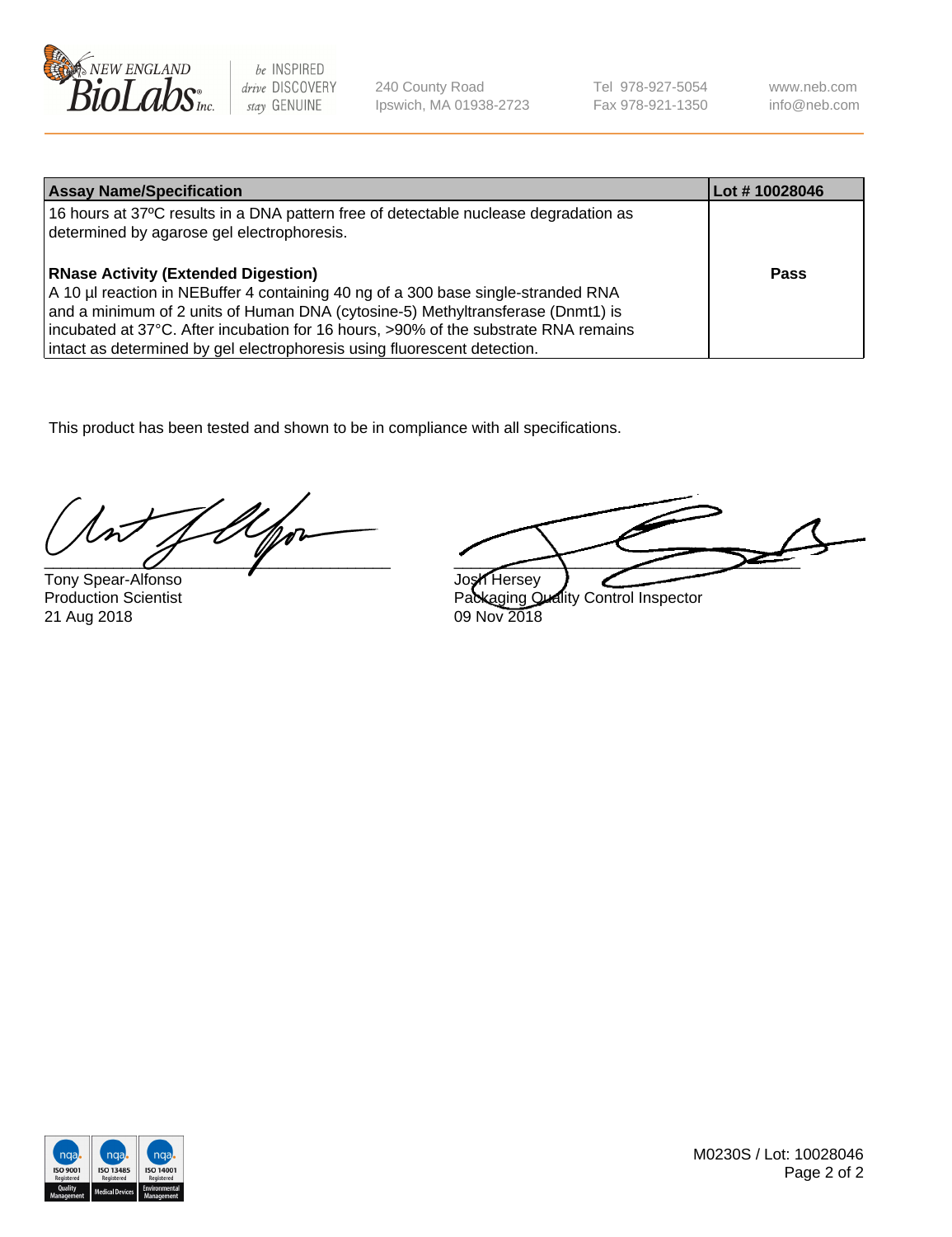| Assay Name/Specification | Lot # 10028046 |
| --- | --- |
| 16 hours at 37ºC results in a DNA pattern free of detectable nuclease degradation as determined by agarose gel electrophoresis. | |
| **RNase Activity (Extended Digestion)** A 10 µl reaction in NEBuffer 4 containing 40 ng of a 300 base single-stranded RNA and a minimum of 2 units of Human DNA (cytosine-5) Methyltransferase (Dnmt1) is incubated at 37°C. After incubation for 16 hours, >90% of the substrate RNA remains intact as determined by gel electrophoresis using fluorescent detection. | **Pass** |

This product has been tested and shown to be in compliance with all specifications.

Tony Spear-Alfonso
Production Scientist
21 Aug 2018

Josh Hersey
Packaging Quality Control Inspector
09 Nov 2018

M0230S / Lot: 10028046